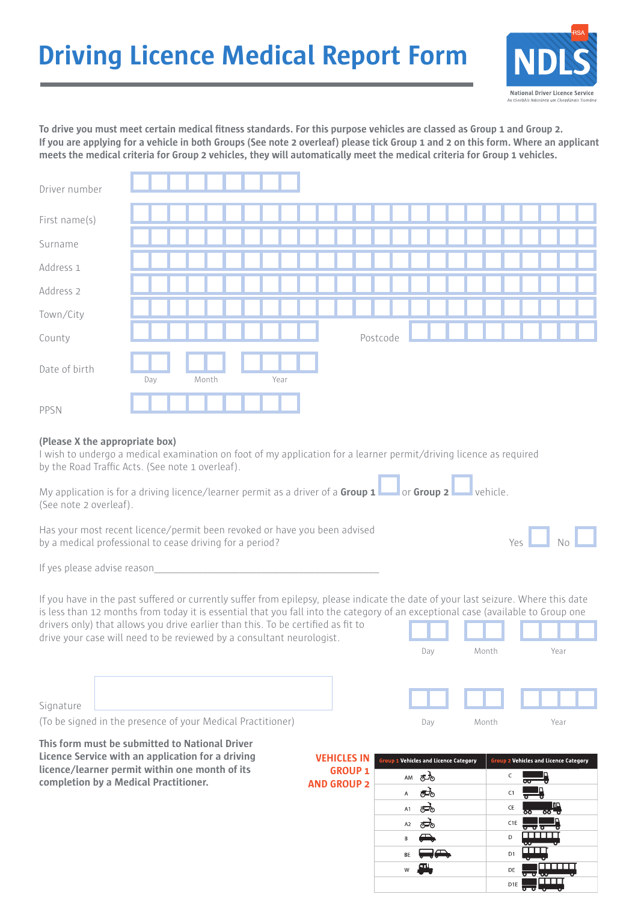# Driving Licence Medical Report Form

NDLS
National Driver Licence Service
An tSeirbhís Náisiúnta um Cheadúnais Tiomána

**To drive you must meet certain medical fitness standards. For this purpose vehicles are classed as Group 1 and Group 2. If you are applying for a vehicle in both Groups (See note 2 overleaf) please tick Group 1 and 2 on this form. Where an applicant meets the medical criteria for Group 2 vehicles, they will automatically meet the medical criteria for Group 1 vehicles.**

Driver number

First name(s)

Surname

Address 1

Address 2

Town/City

County  Postcode

Date of birth
Day  Month  Year

PPSN

**(Please X the appropriate box)**
I wish to undergo a medical examination on foot of my application for a learner permit/driving licence as required by the Road Traffic Acts. (See note 1 overleaf).

My application is for a driving licence/learner permit as a driver of a **Group 1** ☐ or **Group 2** ☐ vehicle. (See note 2 overleaf).

Has your most recent licence/permit been revoked or have you been advised by a medical professional to cease driving for a period? Yes ☐ No ☐

If yes please advise reason\_\_\_\_\_\_\_\_\_\_\_\_\_\_\_\_\_\_\_\_\_\_\_\_\_\_\_\_\_\_\_\_\_\_\_\_\_\_\_\_\_\_\_\_

If you have in the past suffered or currently suffer from epilepsy, please indicate the date of your last seizure. Where this date is less than 12 months from today it is essential that you fall into the category of an exceptional case (available to Group one drivers only) that allows you drive earlier than this. To be certified as fit to drive your case will need to be reviewed by a consultant neurologist.

Day  Month  Year

Signature
(To be signed in the presence of your Medical Practitioner)

Day  Month  Year

**This form must be submitted to National Driver Licence Service with an application for a driving licence/learner permit within one month of its completion by a Medical Practitioner.**

**VEHICLES IN GROUP 1 AND GROUP 2**

| Group 1 Vehicles and Licence Category | Group 2 Vehicles and Licence Category |
|---|---|
| AM | C |
| A | C1 |
| A1 | CE |
| A2 | C1E |
| B | D |
| BE | D1 |
| W | DE |
| | D1E |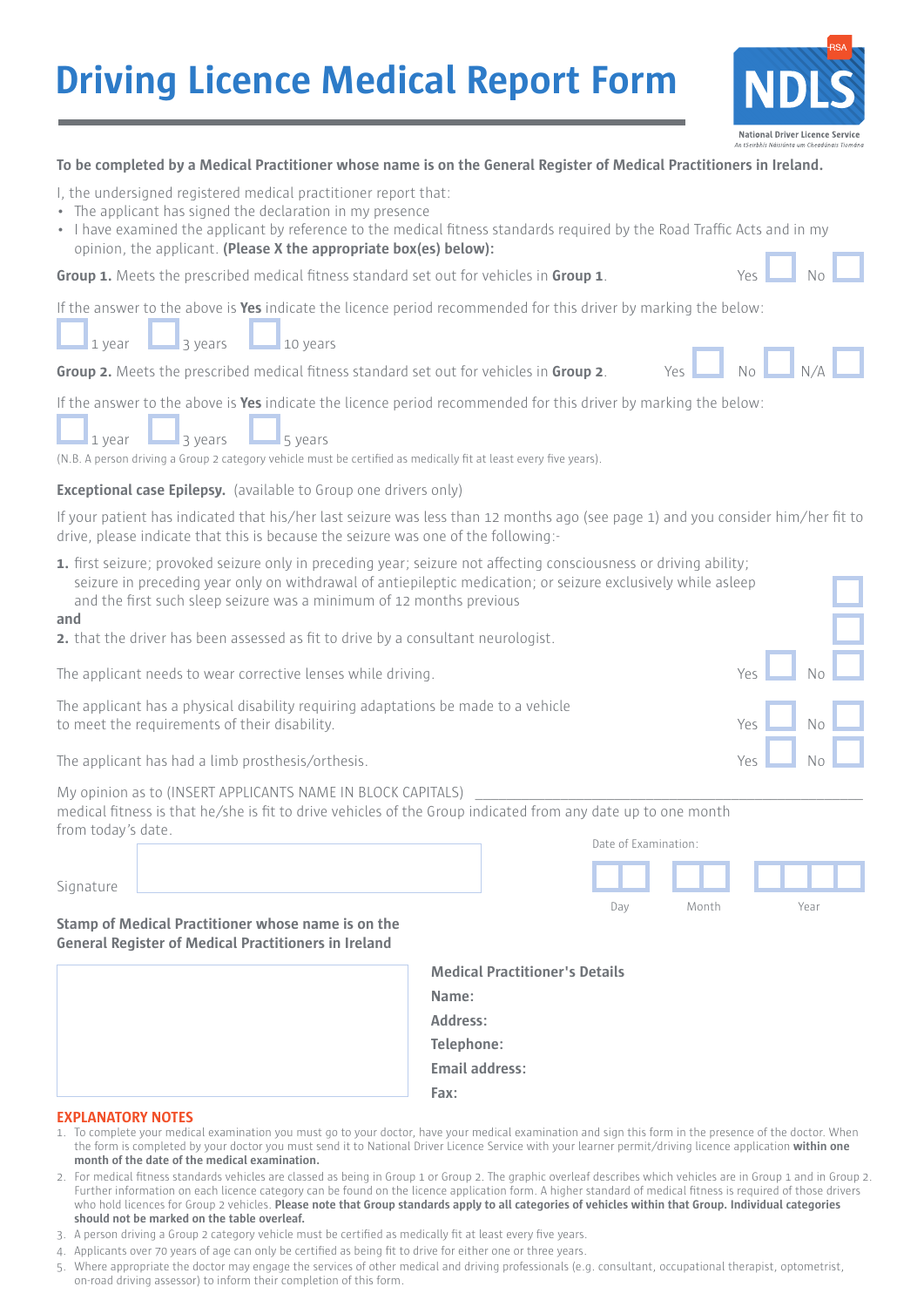# Driving Licence Medical Report Form

NDLS
National Driver Licence Service
An tSeirbhís Náisiúnta um Cheadúnais Tiomána

**To be completed by a Medical Practitioner whose name is on the General Register of Medical Practitioners in Ireland.**

I, the undersigned registered medical practitioner report that:

- The applicant has signed the declaration in my presence
- I have examined the applicant by reference to the medical fitness standards required by the Road Traffic Acts and in my opinion, the applicant. **(Please X the appropriate box(es) below):**

**Group 1.** Meets the prescribed medical fitness standard set out for vehicles in **Group 1**. Yes ☐ No ☐

If the answer to the above is **Yes** indicate the licence period recommended for this driver by marking the below:

☐ 1 year ☐ 3 years ☐ 10 years

**Group 2.** Meets the prescribed medical fitness standard set out for vehicles in **Group 2**. Yes ☐ No ☐ N/A ☐

If the answer to the above is **Yes** indicate the licence period recommended for this driver by marking the below:

☐ 1 year ☐ 3 years ☐ 5 years

(N.B. A person driving a Group 2 category vehicle must be certified as medically fit at least every five years).

**Exceptional case Epilepsy.** (available to Group one drivers only)

If your patient has indicated that his/her last seizure was less than 12 months ago (see page 1) and you consider him/her fit to drive, please indicate that this is because the seizure was one of the following:-

**1.** first seizure; provoked seizure only in preceding year; seizure not affecting consciousness or driving ability; seizure in preceding year only on withdrawal of antiepileptic medication; or seizure exclusively while asleep and the first such sleep seizure was a minimum of 12 months previous ☐

**and**

**2.** that the driver has been assessed as fit to drive by a consultant neurologist. ☐

The applicant needs to wear corrective lenses while driving. Yes ☐ No ☐

The applicant has a physical disability requiring adaptations be made to a vehicle to meet the requirements of their disability. Yes ☐ No ☐

The applicant has had a limb prosthesis/orthesis. Yes ☐ No ☐

My opinion as to (INSERT APPLICANTS NAME IN BLOCK CAPITALS) ______________________
medical fitness is that he/she is fit to drive vehicles of the Group indicated from any date up to one month from today's date.

Signature ______________________

Date of Examination: Day ☐☐ Month ☐☐ Year ☐☐☐☐

**Stamp of Medical Practitioner whose name is on the General Register of Medical Practitioners in Ireland**

**Medical Practitioner's Details**

**Name:**

**Address:**

**Telephone:**

**Email address:**

**Fax:**

## EXPLANATORY NOTES

1. To complete your medical examination you must go to your doctor, have your medical examination and sign this form in the presence of the doctor. When the form is completed by your doctor you must send it to National Driver Licence Service with your learner permit/driving licence application **within one month of the date of the medical examination.**
2. For medical fitness standards vehicles are classed as being in Group 1 or Group 2. The graphic overleaf describes which vehicles are in Group 1 and in Group 2. Further information on each licence category can be found on the licence application form. A higher standard of medical fitness is required of those drivers who hold licences for Group 2 vehicles. **Please note that Group standards apply to all categories of vehicles within that Group. Individual categories should not be marked on the table overleaf.**
3. A person driving a Group 2 category vehicle must be certified as medically fit at least every five years.
4. Applicants over 70 years of age can only be certified as being fit to drive for either one or three years.
5. Where appropriate the doctor may engage the services of other medical and driving professionals (e.g. consultant, occupational therapist, optometrist, on-road driving assessor) to inform their completion of this form.